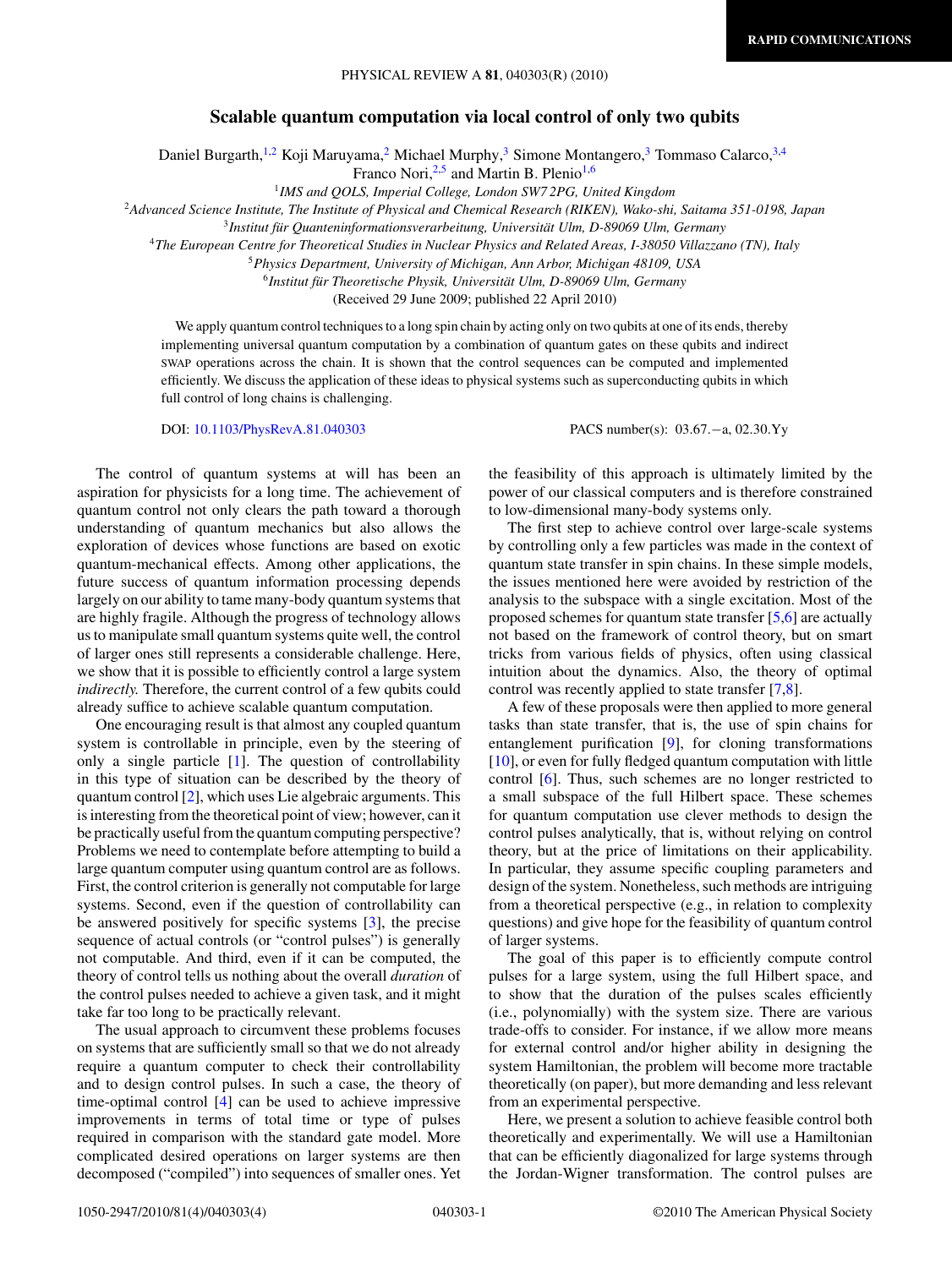# Scalable quantum computation via local control of only two qubits

Daniel Burgarth,[1,2] Koji Maruyama,[2] Michael Murphy,[3] Simone Montangero,[3] Tommaso Calarco,[3,4] Franco Nori,[2,5] and Martin B. Plenio[1,6]

[1] *IMS and QOLS, Imperial College, London SW7 2PG, United Kingdom*
[2] *Advanced Science Institute, The Institute of Physical and Chemical Research (RIKEN), Wako-shi, Saitama 351-0198, Japan*
[3] *Institut für Quanteninformationsverarbeitung, Universität Ulm, D-89069 Ulm, Germany*
[4] *The European Centre for Theoretical Studies in Nuclear Physics and Related Areas, I-38050 Villazzano (TN), Italy*
[5] *Physics Department, University of Michigan, Ann Arbor, Michigan 48109, USA*
[6] *Institut für Theoretische Physik, Universität Ulm, D-89069 Ulm, Germany*

(Received 29 June 2009; published 22 April 2010)

We apply quantum control techniques to a long spin chain by acting only on two qubits at one of its ends, thereby implementing universal quantum computation by a combination of quantum gates on these qubits and indirect SWAP operations across the chain. It is shown that the control sequences can be computed and implemented efficiently. We discuss the application of these ideas to physical systems such as superconducting qubits in which full control of long chains is challenging.

DOI: 10.1103/PhysRevA.81.040303    PACS number(s): 03.67.−a, 02.30.Yy

The control of quantum systems at will has been an aspiration for physicists for a long time. The achievement of quantum control not only clears the path toward a thorough understanding of quantum mechanics but also allows the exploration of devices whose functions are based on exotic quantum-mechanical effects. Among other applications, the future success of quantum information processing depends largely on our ability to tame many-body quantum systems that are highly fragile. Although the progress of technology allows us to manipulate small quantum systems quite well, the control of larger ones still represents a considerable challenge. Here, we show that it is possible to efficiently control a large system *indirectly.* Therefore, the current control of a few qubits could already suffice to achieve scalable quantum computation.

One encouraging result is that almost any coupled quantum system is controllable in principle, even by the steering of only a single particle [1]. The question of controllability in this type of situation can be described by the theory of quantum control [2], which uses Lie algebraic arguments. This is interesting from the theoretical point of view; however, can it be practically useful from the quantum computing perspective? Problems we need to contemplate before attempting to build a large quantum computer using quantum control are as follows. First, the control criterion is generally not computable for large systems. Second, even if the question of controllability can be answered positively for specific systems [3], the precise sequence of actual controls (or "control pulses") is generally not computable. And third, even if it can be computed, the theory of control tells us nothing about the overall *duration* of the control pulses needed to achieve a given task, and it might take far too long to be practically relevant.

The usual approach to circumvent these problems focuses on systems that are sufficiently small so that we do not already require a quantum computer to check their controllability and to design control pulses. In such a case, the theory of time-optimal control [4] can be used to achieve impressive improvements in terms of total time or type of pulses required in comparison with the standard gate model. More complicated desired operations on larger systems are then decomposed ("compiled") into sequences of smaller ones. Yet the feasibility of this approach is ultimately limited by the power of our classical computers and is therefore constrained to low-dimensional many-body systems only.

The first step to achieve control over large-scale systems by controlling only a few particles was made in the context of quantum state transfer in spin chains. In these simple models, the issues mentioned here were avoided by restriction of the analysis to the subspace with a single excitation. Most of the proposed schemes for quantum state transfer [5,6] are actually not based on the framework of control theory, but on smart tricks from various fields of physics, often using classical intuition about the dynamics. Also, the theory of optimal control was recently applied to state transfer [7,8].

A few of these proposals were then applied to more general tasks than state transfer, that is, the use of spin chains for entanglement purification [9], for cloning transformations [10], or even for fully fledged quantum computation with little control [6]. Thus, such schemes are no longer restricted to a small subspace of the full Hilbert space. These schemes for quantum computation use clever methods to design the control pulses analytically, that is, without relying on control theory, but at the price of limitations on their applicability. In particular, they assume specific coupling parameters and design of the system. Nonetheless, such methods are intriguing from a theoretical perspective (e.g., in relation to complexity questions) and give hope for the feasibility of quantum control of larger systems.

The goal of this paper is to efficiently compute control pulses for a large system, using the full Hilbert space, and to show that the duration of the pulses scales efficiently (i.e., polynomially) with the system size. There are various trade-offs to consider. For instance, if we allow more means for external control and/or higher ability in designing the system Hamiltonian, the problem will become more tractable theoretically (on paper), but more demanding and less relevant from an experimental perspective.

Here, we present a solution to achieve feasible control both theoretically and experimentally. We will use a Hamiltonian that can be efficiently diagonalized for large systems through the Jordan-Wigner transformation. The control pulses are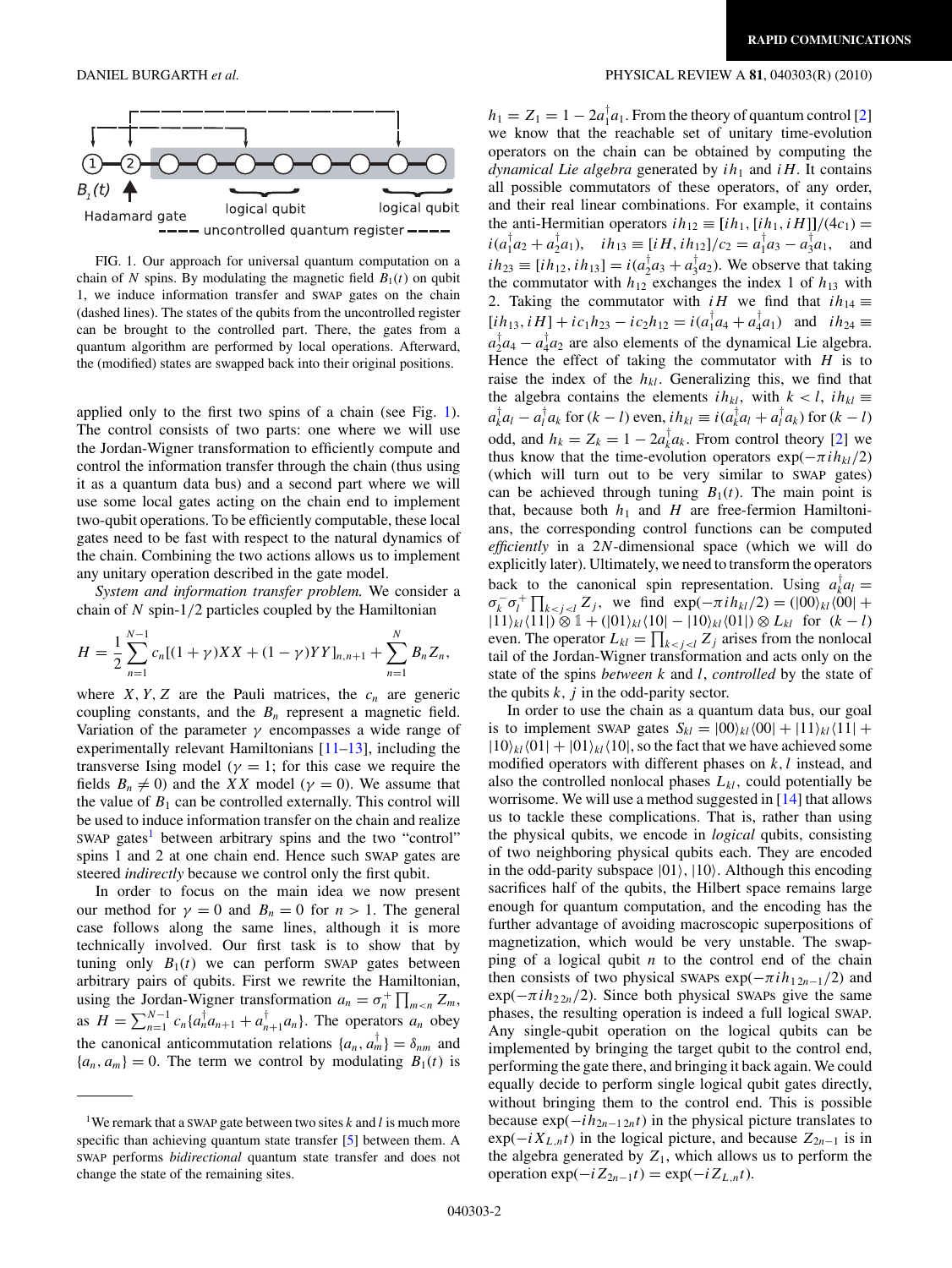FIG. 1. Our approach for universal quantum computation on a chain of $N$ spins. By modulating the magnetic field $B_1(t)$ on qubit 1, we induce information transfer and SWAP gates on the chain (dashed lines). The states of the qubits from the uncontrolled register can be brought to the controlled part. There, the gates from a quantum algorithm are performed by local operations. Afterward, the (modified) states are swapped back into their original positions.

applied only to the first two spins of a chain (see Fig. 1). The control consists of two parts: one where we will use the Jordan-Wigner transformation to efficiently compute and control the information transfer through the chain (thus using it as a quantum data bus) and a second part where we will use some local gates acting on the chain end to implement two-qubit operations. To be efficiently computable, these local gates need to be fast with respect to the natural dynamics of the chain. Combining the two actions allows us to implement any unitary operation described in the gate model.

*System and information transfer problem.* We consider a chain of $N$ spin-1/2 particles coupled by the Hamiltonian

$$H = \frac{1}{2}\sum_{n=1}^{N-1} c_n[(1+\gamma)XX + (1-\gamma)YY]_{n,n+1} + \sum_{n=1}^{N} B_n Z_n,$$

where $X, Y, Z$ are the Pauli matrices, the $c_n$ are generic coupling constants, and the $B_n$ represent a magnetic field. Variation of the parameter $\gamma$ encompasses a wide range of experimentally relevant Hamiltonians [11–13], including the transverse Ising model ($\gamma = 1$; for this case we require the fields $B_n \neq 0$) and the $XX$ model ($\gamma = 0$). We assume that the value of $B_1$ can be controlled externally. This control will be used to induce information transfer on the chain and realize SWAP gates[1] between arbitrary spins and the two "control" spins 1 and 2 at one chain end. Hence such SWAP gates are steered *indirectly* because we control only the first qubit.

In order to focus on the main idea we now present our method for $\gamma = 0$ and $B_n = 0$ for $n > 1$. The general case follows along the same lines, although it is more technically involved. Our first task is to show that by tuning only $B_1(t)$ we can perform SWAP gates between arbitrary pairs of qubits. First we rewrite the Hamiltonian, using the Jordan-Wigner transformation $a_n = \sigma_n^+ \prod_{m<n} Z_m$, as $H = \sum_{n=1}^{N-1} c_n\{a_n^\dagger a_{n+1} + a_{n+1}^\dagger a_n\}$. The operators $a_n$ obey the canonical anticommutation relations $\{a_n, a_m^\dagger\} = \delta_{nm}$ and $\{a_n, a_m\} = 0$. The term we control by modulating $B_1(t)$ is $h_1 = Z_1 = 1 - 2a_1^\dagger a_1$. From the theory of quantum control [2] we know that the reachable set of unitary time-evolution operators on the chain can be obtained by computing the *dynamical Lie algebra* generated by $ih_1$ and $iH$. It contains all possible commutators of these operators, of any order, and their real linear combinations. For example, it contains the anti-Hermitian operators $ih_{12} \equiv [ih_1, [ih_1, iH]]/(4c_1) = i(a_1^\dagger a_2 + a_2^\dagger a_1)$, $\quad ih_{13} \equiv [iH, ih_{12}]/c_2 = a_1^\dagger a_3 - a_3^\dagger a_1$, $\quad$ and $ih_{23} \equiv [ih_{12}, ih_{13}] = i(a_2^\dagger a_3 + a_3^\dagger a_2)$. We observe that taking the commutator with $h_{12}$ exchanges the index 1 of $h_{13}$ with 2. Taking the commutator with $iH$ we find that $ih_{14} \equiv [ih_{13}, iH] + ic_1 h_{23} - ic_2 h_{12} = i(a_1^\dagger a_4 + a_4^\dagger a_1)$ and $ih_{24} \equiv a_2^\dagger a_4 - a_4^\dagger a_2$ are also elements of the dynamical Lie algebra. Hence the effect of taking the commutator with $H$ is to raise the index of the $h_{kl}$. Generalizing this, we find that the algebra contains the elements $ih_{kl}$, with $k < l$, $ih_{kl} \equiv a_k^\dagger a_l - a_l^\dagger a_k$ for $(k-l)$ even, $ih_{kl} \equiv i(a_k^\dagger a_l + a_l^\dagger a_k)$ for $(k-l)$ odd, and $h_k = Z_k = 1 - 2a_k^\dagger a_k$. From control theory [2] we thus know that the time-evolution operators $\exp(-\pi i h_{kl}/2)$ (which will turn out to be very similar to SWAP gates) can be achieved through tuning $B_1(t)$. The main point is that, because both $h_1$ and $H$ are free-fermion Hamiltonians, the corresponding control functions can be computed *efficiently* in a $2N$-dimensional space (which we will do explicitly later). Ultimately, we need to transform the operators back to the canonical spin representation. Using $a_k^\dagger a_l = \sigma_k^- \sigma_l^+ \prod_{k<j<l} Z_j$, we find $\exp(-\pi i h_{kl}/2) = (|00\rangle_{kl}\langle 00| + |11\rangle_{kl}\langle 11|) \otimes \mathbb{1} + (|01\rangle_{kl}\langle 10| - |10\rangle_{kl}\langle 01|) \otimes L_{kl}$ for $(k-l)$ even. The operator $L_{kl} = \prod_{k<j<l} Z_j$ arises from the nonlocal tail of the Jordan-Wigner transformation and acts only on the state of the spins *between* $k$ and $l$, *controlled* by the state of the qubits $k, j$ in the odd-parity sector.

In order to use the chain as a quantum data bus, our goal is to implement SWAP gates $S_{kl} = |00\rangle_{kl}\langle 00| + |11\rangle_{kl}\langle 11| + |10\rangle_{kl}\langle 01| + |01\rangle_{kl}\langle 10|$, so the fact that we have achieved some modified operators with different phases on $k, l$ instead, and also the controlled nonlocal phases $L_{kl}$, could potentially be worrisome. We will use a method suggested in [14] that allows us to tackle these complications. That is, rather than using the physical qubits, we encode in *logical* qubits, consisting of two neighboring physical qubits each. They are encoded in the odd-parity subspace $|01\rangle, |10\rangle$. Although this encoding sacrifices half of the qubits, the Hilbert space remains large enough for quantum computation, and the encoding has the further advantage of avoiding macroscopic superpositions of magnetization, which would be very unstable. The swapping of a logical qubit $n$ to the control end of the chain then consists of two physical SWAPs $\exp(-\pi i h_{1\,2n-1}/2)$ and $\exp(-\pi i h_{2\,2n}/2)$. Since both physical SWAPs give the same phases, the resulting operation is indeed a full logical SWAP. Any single-qubit operation on the logical qubits can be implemented by bringing the target qubit to the control end, performing the gate there, and bringing it back again. We could equally decide to perform single logical qubit gates directly, without bringing them to the control end. This is possible because $\exp(-i h_{2n-1\,2n} t)$ in the physical picture translates to $\exp(-i X_{L,n} t)$ in the logical picture, and because $Z_{2n-1}$ is in the algebra generated by $Z_1$, which allows us to perform the operation $\exp(-i Z_{2n-1} t) = \exp(-i Z_{L,n} t)$.

---

[1] We remark that a SWAP gate between two sites $k$ and $l$ is much more specific than achieving quantum state transfer [5] between them. A SWAP performs *bidirectional* quantum state transfer and does not change the state of the remaining sites.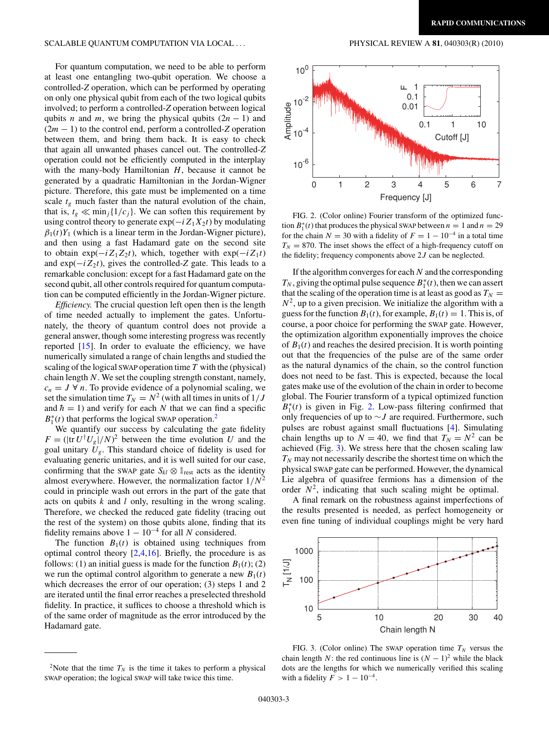For quantum computation, we need to be able to perform at least one entangling two-qubit operation. We choose a controlled-$Z$ operation, which can be performed by operating on only one physical qubit from each of the two logical qubits involved; to perform a controlled-$Z$ operation between logical qubits $n$ and $m$, we bring the physical qubits $(2n-1)$ and $(2m-1)$ to the control end, perform a controlled-$Z$ operation between them, and bring them back. It is easy to check that again all unwanted phases cancel out. The controlled-$Z$ operation could not be efficiently computed in the interplay with the many-body Hamiltonian $H$, because it cannot be generated by a quadratic Hamiltonian in the Jordan-Wigner picture. Therefore, this gate must be implemented on a time scale $t_g$ much faster than the natural evolution of the chain, that is, $t_g \ll \min_j\{1/c_j\}$. We can soften this requirement by using control theory to generate $\exp(-iZ_1X_2t)$ by modulating $\beta_1(t)Y_1$ (which is a linear term in the Jordan-Wigner picture), and then using a fast Hadamard gate on the second site to obtain $\exp(-iZ_1Z_2t)$, which, together with $\exp(-iZ_1t)$ and $\exp(-iZ_2t)$, gives the controlled-$Z$ gate. This leads to a remarkable conclusion: except for a fast Hadamard gate on the second qubit, all other controls required for quantum computation can be computed efficiently in the Jordan-Wigner picture.

*Efficiency.* The crucial question left open then is the length of time needed actually to implement the gates. Unfortunately, the theory of quantum control does not provide a general answer, though some interesting progress was recently reported [15]. In order to evaluate the efficiency, we have numerically simulated a range of chain lengths and studied the scaling of the logical SWAP operation time $T$ with the (physical) chain length $N$. We set the coupling strength constant, namely, $c_n = J\ \forall\, n$. To provide evidence of a polynomial scaling, we set the simulation time $T_N = N^2$ (with all times in units of $1/J$ and $\hbar = 1$) and verify for each $N$ that we can find a specific $B_1^*(t)$ that performs the logical SWAP operation.[2]

We quantify our success by calculating the gate fidelity $F = (|\mathrm{tr}\, U^\dagger U_g|/N)^2$ between the time evolution $U$ and the goal unitary $U_g$. This standard choice of fidelity is used for evaluating generic unitaries, and it is well suited for our case, confirming that the SWAP gate $S_{kl} \otimes \mathbb{1}_{\mathrm{rest}}$ acts as the identity almost everywhere. However, the normalization factor $1/N^2$ could in principle wash out errors in the part of the gate that acts on qubits $k$ and $l$ only, resulting in the wrong scaling. Therefore, we checked the reduced gate fidelity (tracing out the rest of the system) on those qubits alone, finding that its fidelity remains above $1 - 10^{-4}$ for all $N$ considered.

The function $B_1(t)$ is obtained using techniques from optimal control theory [2,4,16]. Briefly, the procedure is as follows: (1) an initial guess is made for the function $B_1(t)$; (2) we run the optimal control algorithm to generate a new $B_1(t)$ which decreases the error of our operation; (3) steps 1 and 2 are iterated until the final error reaches a preselected threshold fidelity. In practice, it suffices to choose a threshold which is of the same order of magnitude as the error introduced by the Hadamard gate.

[2]Note that the time $T_N$ is the time it takes to perform a physical SWAP operation; the logical SWAP will take twice this time.

FIG. 2. (Color online) Fourier transform of the optimized function $B_1^*(t)$ that produces the physical SWAP between $n = 1$ and $n = 29$ for the chain $N = 30$ with a fidelity of $F = 1 - 10^{-4}$ in a total time $T_N = 870$. The inset shows the effect of a high-frequency cutoff on the fidelity; frequency components above $2J$ can be neglected.

If the algorithm converges for each $N$ and the corresponding $T_N$, giving the optimal pulse sequence $B_1^*(t)$, then we can assert that the scaling of the operation time is at least as good as $T_N = N^2$, up to a given precision. We initialize the algorithm with a guess for the function $B_1(t)$, for example, $B_1(t) = 1$. This is, of course, a poor choice for performing the SWAP gate. However, the optimization algorithm exponentially improves the choice of $B_1(t)$ and reaches the desired precision. It is worth pointing out that the frequencies of the pulse are of the same order as the natural dynamics of the chain, so the control function does not need to be fast. This is expected, because the local gates make use of the evolution of the chain in order to become global. The Fourier transform of a typical optimized function $B_1^*(t)$ is given in Fig. 2. Low-pass filtering confirmed that only frequencies of up to $\sim J$ are required. Furthermore, such pulses are robust against small fluctuations [4]. Simulating chain lengths up to $N = 40$, we find that $T_N = N^2$ can be achieved (Fig. 3). We stress here that the chosen scaling law $T_N$ may not necessarily describe the shortest time on which the physical SWAP gate can be performed. However, the dynamical Lie algebra of quasifree fermions has a dimension of the order $N^2$, indicating that such scaling might be optimal.

A final remark on the robustness against imperfections of the results presented is needed, as perfect homogeneity or even fine tuning of individual couplings might be very hard

FIG. 3. (Color online) The SWAP operation time $T_N$ versus the chain length $N$: the red continuous line is $(N-1)^2$ while the black dots are the lengths for which we numerically verified this scaling with a fidelity $F > 1 - 10^{-4}$.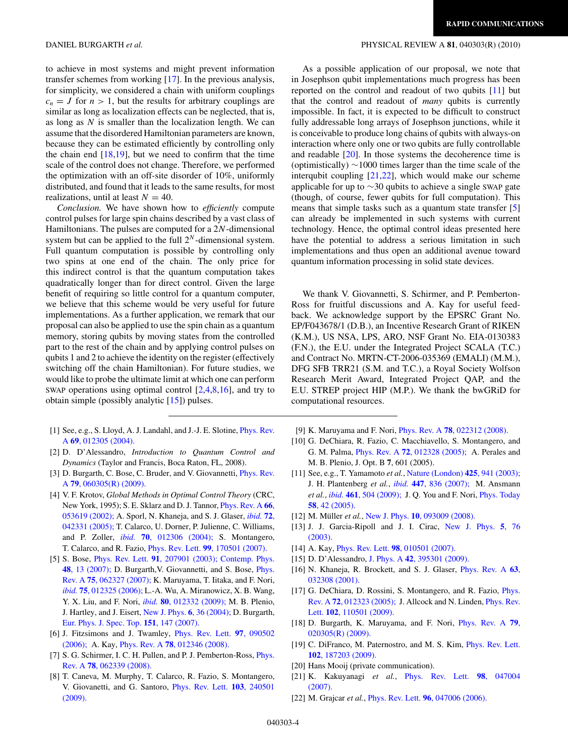to achieve in most systems and might prevent information transfer schemes from working [17]. In the previous analysis, for simplicity, we considered a chain with uniform couplings $c_n = J$ for $n > 1$, but the results for arbitrary couplings are similar as long as localization effects can be neglected, that is, as long as $N$ is smaller than the localization length. We can assume that the disordered Hamiltonian parameters are known, because they can be estimated efficiently by controlling only the chain end [18,19], but we need to confirm that the time scale of the control does not change. Therefore, we performed the optimization with an off-site disorder of 10%, uniformly distributed, and found that it leads to the same results, for most realizations, until at least $N = 40$.

*Conclusion.* We have shown how to *efficiently* compute control pulses for large spin chains described by a vast class of Hamiltonians. The pulses are computed for a $2N$-dimensional system but can be applied to the full $2^N$-dimensional system. Full quantum computation is possible by controlling only two spins at one end of the chain. The only price for this indirect control is that the quantum computation takes quadratically longer than for direct control. Given the large benefit of requiring so little control for a quantum computer, we believe that this scheme would be very useful for future implementations. As a further application, we remark that our proposal can also be applied to use the spin chain as a quantum memory, storing qubits by moving states from the controlled part to the rest of the chain and by applying control pulses on qubits 1 and 2 to achieve the identity on the register (effectively switching off the chain Hamiltonian). For future studies, we would like to probe the ultimate limit at which one can perform SWAP operations using optimal control [2,4,8,16], and try to obtain simple (possibly analytic [15]) pulses.

As a possible application of our proposal, we note that in Josephson qubit implementations much progress has been reported on the control and readout of two qubits [11] but that the control and readout of *many* qubits is currently impossible. In fact, it is expected to be difficult to construct fully addressable long arrays of Josephson junctions, while it is conceivable to produce long chains of qubits with always-on interaction where only one or two qubits are fully controllable and readable [20]. In those systems the decoherence time is (optimistically) ~1000 times larger than the time scale of the interqubit coupling [21,22], which would make our scheme applicable for up to ~30 qubits to achieve a single SWAP gate (though, of course, fewer qubits for full computation). This means that simple tasks such as a quantum state transfer [5] can already be implemented in such systems with current technology. Hence, the optimal control ideas presented here have the potential to address a serious limitation in such implementations and thus open an additional avenue toward quantum information processing in solid state devices.

We thank V. Giovannetti, S. Schirmer, and P. Pemberton-Ross for fruitful discussions and A. Kay for useful feedback. We acknowledge support by the EPSRC Grant No. EP/F043678/1 (D.B.), an Incentive Research Grant of RIKEN (K.M.), US NSA, LPS, ARO, NSF Grant No. EIA-0130383 (F.N.), the E.U. under the Integrated Project SCALA (T.C.) and Contract No. MRTN-CT-2006-035369 (EMALI) (M.M.), DFG SFB TRR21 (S.M. and T.C.), a Royal Society Wolfson Research Merit Award, Integrated Project QAP, and the E.U. STREP project HIP (M.P.). We thank the bwGRiD for computational resources.

---

[1] See, e.g., S. Lloyd, A. J. Landahl, and J.-J. E. Slotine, Phys. Rev. A **69**, 012305 (2004).

[2] D. D'Alessandro, *Introduction to Quantum Control and Dynamics* (Taylor and Francis, Boca Raton, FL, 2008).

[3] D. Burgarth, C. Bose, C. Bruder, and V. Giovannetti, Phys. Rev. A **79**, 060305(R) (2009).

[4] V. F. Krotov, *Global Methods in Optimal Control Theory* (CRC, New York, 1995); S. E. Sklarz and D. J. Tannor, Phys. Rev. A **66**, 053619 (2002); A. Sporl, N. Khaneja, and S. J. Glaser, *ibid.* **72**, 042331 (2005); T. Calarco, U. Dorner, P. Julienne, C. Williams, and P. Zoller, *ibid.* **70**, 012306 (2004); S. Montangero, T. Calarco, and R. Fazio, Phys. Rev. Lett. **99**, 170501 (2007).

[5] S. Bose, Phys. Rev. Lett. **91**, 207901 (2003); Contemp. Phys. **48**, 13 (2007); D. Burgarth,V. Giovannetti, and S. Bose, Phys. Rev. A **75**, 062327 (2007); K. Maruyama, T. Iitaka, and F. Nori, *ibid.* **75**, 012325 (2006); L.-A. Wu, A. Miranowicz, X. B. Wang, Y. X. Liu, and F. Nori, *ibid.* **80**, 012332 (2009); M. B. Plenio, J. Hartley, and J. Eisert, New J. Phys. **6**, 36 (2004); D. Burgarth, Eur. Phys. J. Spec. Top. **151**, 147 (2007).

[6] J. Fitzsimons and J. Twamley, Phys. Rev. Lett. **97**, 090502 (2006); A. Kay, Phys. Rev. A **78**, 012346 (2008).

[7] S. G. Schirmer, I. C. H. Pullen, and P. J. Pemberton-Ross, Phys. Rev. A **78**, 062339 (2008).

[8] T. Caneva, M. Murphy, T. Calarco, R. Fazio, S. Montangero, V. Giovanetti, and G. Santoro, Phys. Rev. Lett. **103**, 240501 (2009).

[9] K. Maruyama and F. Nori, Phys. Rev. A **78**, 022312 (2008).

[10] G. DeChiara, R. Fazio, C. Macchiavello, S. Montangero, and G. M. Palma, Phys. Rev. A **72**, 012328 (2005); A. Perales and M. B. Plenio, J. Opt. B **7**, 601 (2005).

[11] See, e.g., T. Yamamoto *et al.*, Nature (London) **425**, 941 (2003); J. H. Plantenberg *et al.*, *ibid.* **447**, 836 (2007); M. Ansmann *et al.*, *ibid.* **461**, 504 (2009); J. Q. You and F. Nori, Phys. Today **58**, 42 (2005).

[12] M. Müller *et al.*, New J. Phys. **10**, 093009 (2008).

[13] J. J. Garcia-Ripoll and J. I. Cirac, New J. Phys. **5**, 76 (2003).

[14] A. Kay, Phys. Rev. Lett. **98**, 010501 (2007).

[15] D. D'Alessandro, J. Phys. A **42**, 395301 (2009).

[16] N. Khaneja, R. Brockett, and S. J. Glaser, Phys. Rev. A **63**, 032308 (2001).

[17] G. DeChiara, D. Rossini, S. Montangero, and R. Fazio, Phys. Rev. A **72**, 012323 (2005); J. Allcock and N. Linden, Phys. Rev. Lett. **102**, 110501 (2009).

[18] D. Burgarth, K. Maruyama, and F. Nori, Phys. Rev. A **79**, 020305(R) (2009).

[19] C. DiFranco, M. Paternostro, and M. S. Kim, Phys. Rev. Lett. **102**, 187203 (2009).

[20] Hans Mooij (private communication).

[21] K. Kakuyanagi *et al.*, Phys. Rev. Lett. **98**, 047004 (2007).

[22] M. Grajcar *et al.*, Phys. Rev. Lett. **96**, 047006 (2006).